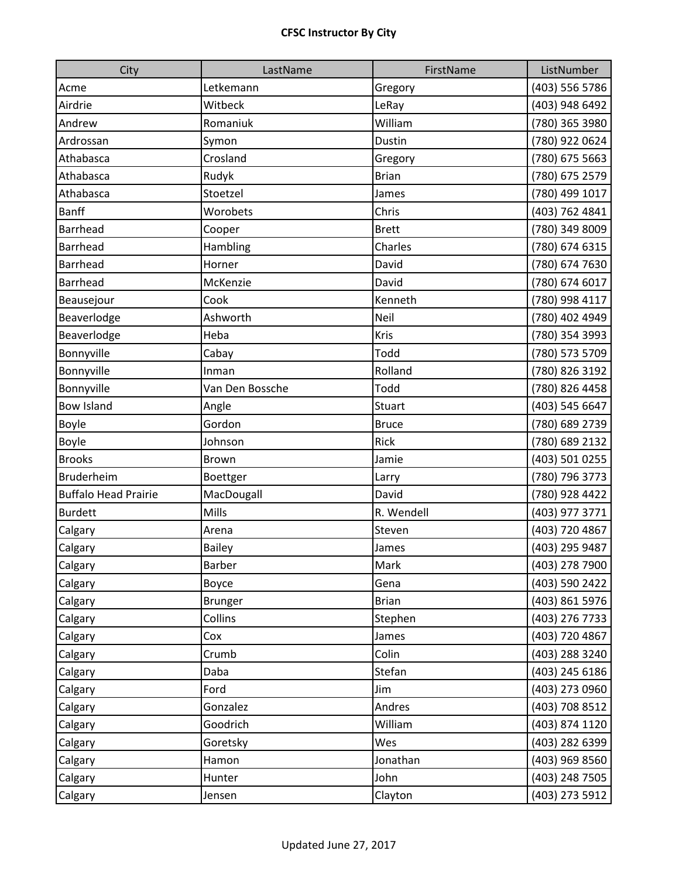# CFSC Instructor By City

| City | LastName | FirstName | ListNumber |
|---|---|---|---|
| Acme | Letkemann | Gregory | (403) 556 5786 |
| Airdrie | Witbeck | LeRay | (403) 948 6492 |
| Andrew | Romaniuk | William | (780) 365 3980 |
| Ardrossan | Symon | Dustin | (780) 922 0624 |
| Athabasca | Crosland | Gregory | (780) 675 5663 |
| Athabasca | Rudyk | Brian | (780) 675 2579 |
| Athabasca | Stoetzel | James | (780) 499 1017 |
| Banff | Worobets | Chris | (403) 762 4841 |
| Barrhead | Cooper | Brett | (780) 349 8009 |
| Barrhead | Hambling | Charles | (780) 674 6315 |
| Barrhead | Horner | David | (780) 674 7630 |
| Barrhead | McKenzie | David | (780) 674 6017 |
| Beausejour | Cook | Kenneth | (780) 998 4117 |
| Beaverlodge | Ashworth | Neil | (780) 402 4949 |
| Beaverlodge | Heba | Kris | (780) 354 3993 |
| Bonnyville | Cabay | Todd | (780) 573 5709 |
| Bonnyville | Inman | Rolland | (780) 826 3192 |
| Bonnyville | Van Den Bossche | Todd | (780) 826 4458 |
| Bow Island | Angle | Stuart | (403) 545 6647 |
| Boyle | Gordon | Bruce | (780) 689 2739 |
| Boyle | Johnson | Rick | (780) 689 2132 |
| Brooks | Brown | Jamie | (403) 501 0255 |
| Bruderheim | Boettger | Larry | (780) 796 3773 |
| Buffalo Head Prairie | MacDougall | David | (780) 928 4422 |
| Burdett | Mills | R. Wendell | (403) 977 3771 |
| Calgary | Arena | Steven | (403) 720 4867 |
| Calgary | Bailey | James | (403) 295 9487 |
| Calgary | Barber | Mark | (403) 278 7900 |
| Calgary | Boyce | Gena | (403) 590 2422 |
| Calgary | Brunger | Brian | (403) 861 5976 |
| Calgary | Collins | Stephen | (403) 276 7733 |
| Calgary | Cox | James | (403) 720 4867 |
| Calgary | Crumb | Colin | (403) 288 3240 |
| Calgary | Daba | Stefan | (403) 245 6186 |
| Calgary | Ford | Jim | (403) 273 0960 |
| Calgary | Gonzalez | Andres | (403) 708 8512 |
| Calgary | Goodrich | William | (403) 874 1120 |
| Calgary | Goretsky | Wes | (403) 282 6399 |
| Calgary | Hamon | Jonathan | (403) 969 8560 |
| Calgary | Hunter | John | (403) 248 7505 |
| Calgary | Jensen | Clayton | (403) 273 5912 |

Updated June 27, 2017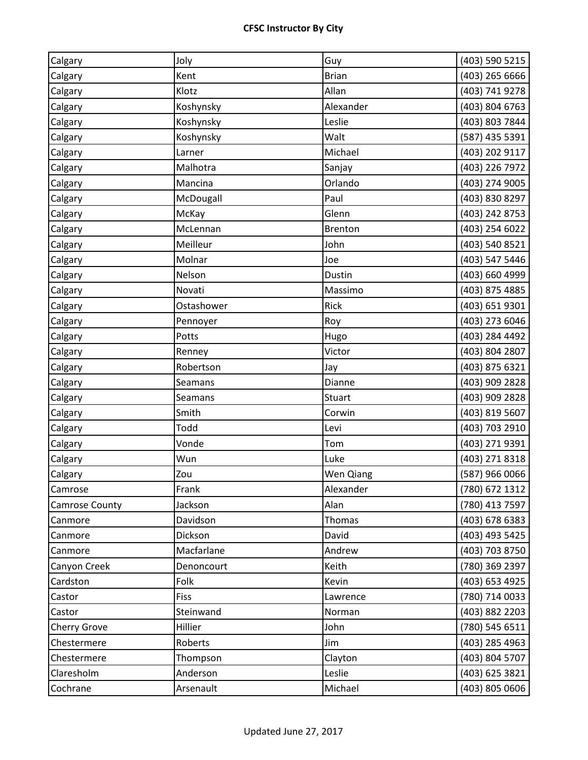| Calgary | Joly | Guy | (403) 590 5215 |
|---|---|---|---|
| Calgary | Kent | Brian | (403) 265 6666 |
| Calgary | Klotz | Allan | (403) 741 9278 |
| Calgary | Koshynsky | Alexander | (403) 804 6763 |
| Calgary | Koshynsky | Leslie | (403) 803 7844 |
| Calgary | Koshynsky | Walt | (587) 435 5391 |
| Calgary | Larner | Michael | (403) 202 9117 |
| Calgary | Malhotra | Sanjay | (403) 226 7972 |
| Calgary | Mancina | Orlando | (403) 274 9005 |
| Calgary | McDougall | Paul | (403) 830 8297 |
| Calgary | McKay | Glenn | (403) 242 8753 |
| Calgary | McLennan | Brenton | (403) 254 6022 |
| Calgary | Meilleur | John | (403) 540 8521 |
| Calgary | Molnar | Joe | (403) 547 5446 |
| Calgary | Nelson | Dustin | (403) 660 4999 |
| Calgary | Novati | Massimo | (403) 875 4885 |
| Calgary | Ostashower | Rick | (403) 651 9301 |
| Calgary | Pennoyer | Roy | (403) 273 6046 |
| Calgary | Potts | Hugo | (403) 284 4492 |
| Calgary | Renney | Victor | (403) 804 2807 |
| Calgary | Robertson | Jay | (403) 875 6321 |
| Calgary | Seamans | Dianne | (403) 909 2828 |
| Calgary | Seamans | Stuart | (403) 909 2828 |
| Calgary | Smith | Corwin | (403) 819 5607 |
| Calgary | Todd | Levi | (403) 703 2910 |
| Calgary | Vonde | Tom | (403) 271 9391 |
| Calgary | Wun | Luke | (403) 271 8318 |
| Calgary | Zou | Wen Qiang | (587) 966 0066 |
| Camrose | Frank | Alexander | (780) 672 1312 |
| Camrose County | Jackson | Alan | (780) 413 7597 |
| Canmore | Davidson | Thomas | (403) 678 6383 |
| Canmore | Dickson | David | (403) 493 5425 |
| Canmore | Macfarlane | Andrew | (403) 703 8750 |
| Canyon Creek | Denoncourt | Keith | (780) 369 2397 |
| Cardston | Folk | Kevin | (403) 653 4925 |
| Castor | Fiss | Lawrence | (780) 714 0033 |
| Castor | Steinwand | Norman | (403) 882 2203 |
| Cherry Grove | Hillier | John | (780) 545 6511 |
| Chestermere | Roberts | Jim | (403) 285 4963 |
| Chestermere | Thompson | Clayton | (403) 804 5707 |
| Claresholm | Anderson | Leslie | (403) 625 3821 |
| Cochrane | Arsenault | Michael | (403) 805 0606 |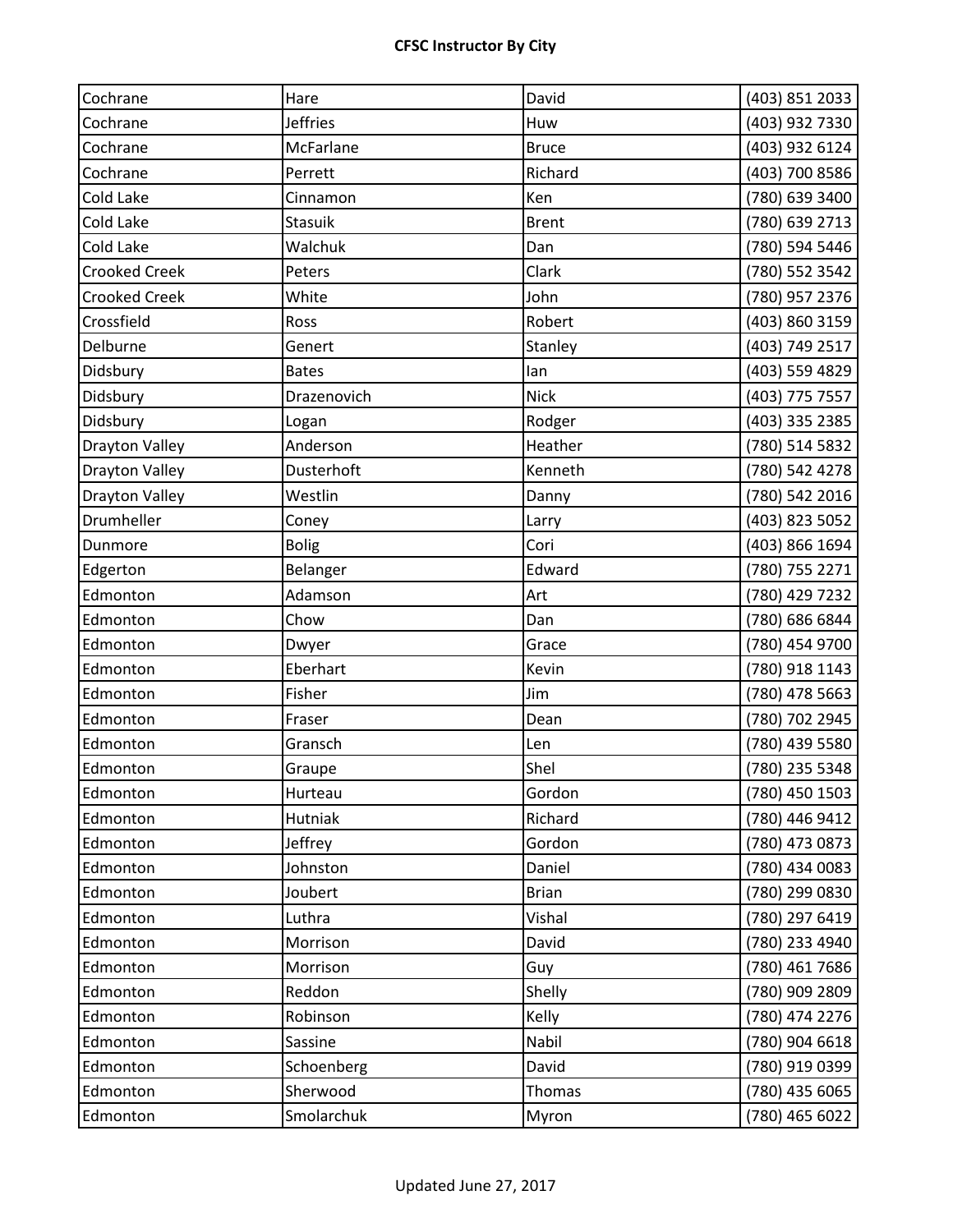| Cochrane | Hare | David | (403) 851 2033 |
|---|---|---|---|
| Cochrane | Jeffries | Huw | (403) 932 7330 |
| Cochrane | McFarlane | Bruce | (403) 932 6124 |
| Cochrane | Perrett | Richard | (403) 700 8586 |
| Cold Lake | Cinnamon | Ken | (780) 639 3400 |
| Cold Lake | Stasuik | Brent | (780) 639 2713 |
| Cold Lake | Walchuk | Dan | (780) 594 5446 |
| Crooked Creek | Peters | Clark | (780) 552 3542 |
| Crooked Creek | White | John | (780) 957 2376 |
| Crossfield | Ross | Robert | (403) 860 3159 |
| Delburne | Genert | Stanley | (403) 749 2517 |
| Didsbury | Bates | Ian | (403) 559 4829 |
| Didsbury | Drazenovich | Nick | (403) 775 7557 |
| Didsbury | Logan | Rodger | (403) 335 2385 |
| Drayton Valley | Anderson | Heather | (780) 514 5832 |
| Drayton Valley | Dusterhoft | Kenneth | (780) 542 4278 |
| Drayton Valley | Westlin | Danny | (780) 542 2016 |
| Drumheller | Coney | Larry | (403) 823 5052 |
| Dunmore | Bolig | Cori | (403) 866 1694 |
| Edgerton | Belanger | Edward | (780) 755 2271 |
| Edmonton | Adamson | Art | (780) 429 7232 |
| Edmonton | Chow | Dan | (780) 686 6844 |
| Edmonton | Dwyer | Grace | (780) 454 9700 |
| Edmonton | Eberhart | Kevin | (780) 918 1143 |
| Edmonton | Fisher | Jim | (780) 478 5663 |
| Edmonton | Fraser | Dean | (780) 702 2945 |
| Edmonton | Gransch | Len | (780) 439 5580 |
| Edmonton | Graupe | Shel | (780) 235 5348 |
| Edmonton | Hurteau | Gordon | (780) 450 1503 |
| Edmonton | Hutniak | Richard | (780) 446 9412 |
| Edmonton | Jeffrey | Gordon | (780) 473 0873 |
| Edmonton | Johnston | Daniel | (780) 434 0083 |
| Edmonton | Joubert | Brian | (780) 299 0830 |
| Edmonton | Luthra | Vishal | (780) 297 6419 |
| Edmonton | Morrison | David | (780) 233 4940 |
| Edmonton | Morrison | Guy | (780) 461 7686 |
| Edmonton | Reddon | Shelly | (780) 909 2809 |
| Edmonton | Robinson | Kelly | (780) 474 2276 |
| Edmonton | Sassine | Nabil | (780) 904 6618 |
| Edmonton | Schoenberg | David | (780) 919 0399 |
| Edmonton | Sherwood | Thomas | (780) 435 6065 |
| Edmonton | Smolarchuk | Myron | (780) 465 6022 |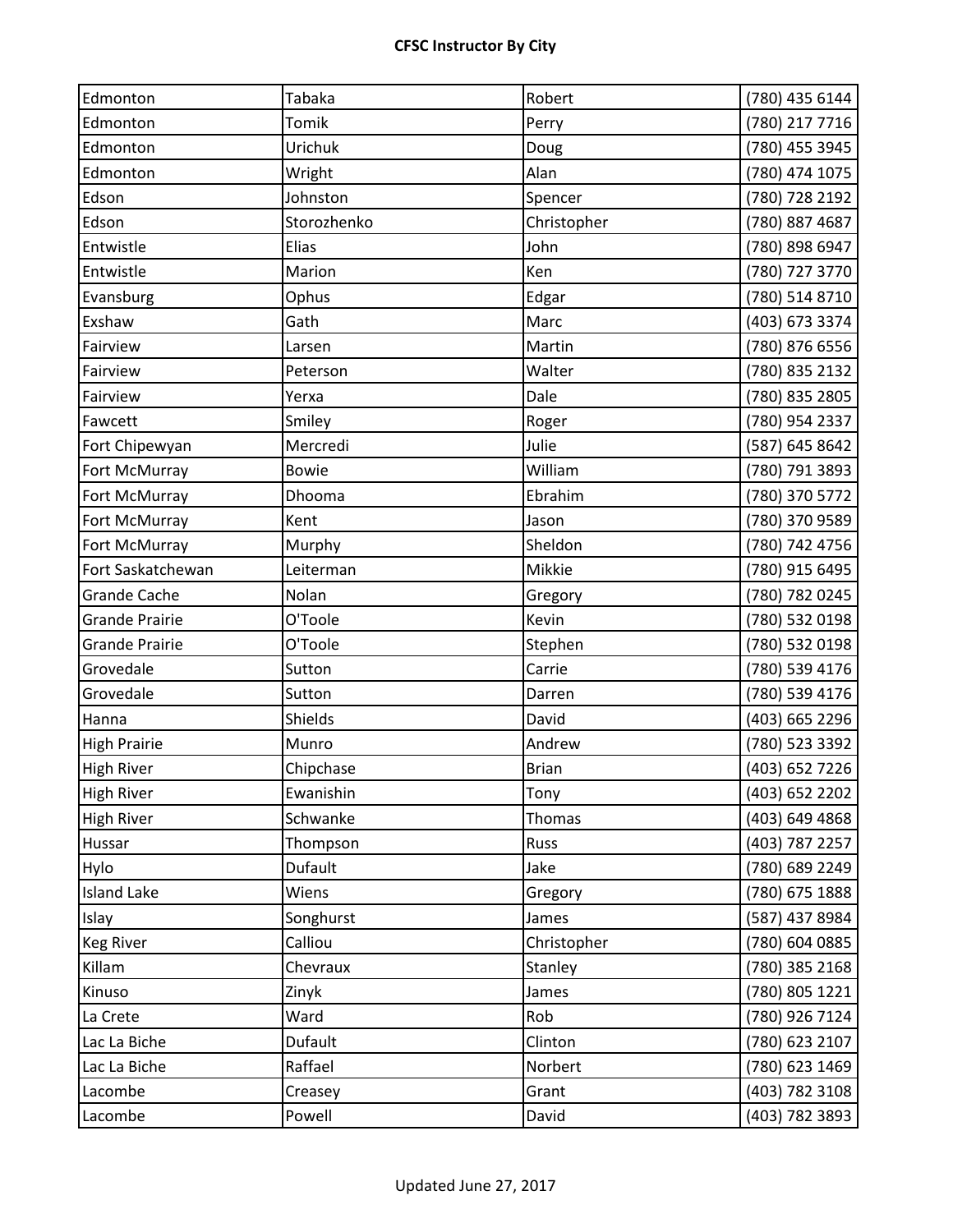| Edmonton | Tabaka | Robert | (780) 435 6144 |
|---|---|---|---|
| Edmonton | Tomik | Perry | (780) 217 7716 |
| Edmonton | Urichuk | Doug | (780) 455 3945 |
| Edmonton | Wright | Alan | (780) 474 1075 |
| Edson | Johnston | Spencer | (780) 728 2192 |
| Edson | Storozhenko | Christopher | (780) 887 4687 |
| Entwistle | Elias | John | (780) 898 6947 |
| Entwistle | Marion | Ken | (780) 727 3770 |
| Evansburg | Ophus | Edgar | (780) 514 8710 |
| Exshaw | Gath | Marc | (403) 673 3374 |
| Fairview | Larsen | Martin | (780) 876 6556 |
| Fairview | Peterson | Walter | (780) 835 2132 |
| Fairview | Yerxa | Dale | (780) 835 2805 |
| Fawcett | Smiley | Roger | (780) 954 2337 |
| Fort Chipewyan | Mercredi | Julie | (587) 645 8642 |
| Fort McMurray | Bowie | William | (780) 791 3893 |
| Fort McMurray | Dhooma | Ebrahim | (780) 370 5772 |
| Fort McMurray | Kent | Jason | (780) 370 9589 |
| Fort McMurray | Murphy | Sheldon | (780) 742 4756 |
| Fort Saskatchewan | Leiterman | Mikkie | (780) 915 6495 |
| Grande Cache | Nolan | Gregory | (780) 782 0245 |
| Grande Prairie | O'Toole | Kevin | (780) 532 0198 |
| Grande Prairie | O'Toole | Stephen | (780) 532 0198 |
| Grovedale | Sutton | Carrie | (780) 539 4176 |
| Grovedale | Sutton | Darren | (780) 539 4176 |
| Hanna | Shields | David | (403) 665 2296 |
| High Prairie | Munro | Andrew | (780) 523 3392 |
| High River | Chipchase | Brian | (403) 652 7226 |
| High River | Ewanishin | Tony | (403) 652 2202 |
| High River | Schwanke | Thomas | (403) 649 4868 |
| Hussar | Thompson | Russ | (403) 787 2257 |
| Hylo | Dufault | Jake | (780) 689 2249 |
| Island Lake | Wiens | Gregory | (780) 675 1888 |
| Islay | Songhurst | James | (587) 437 8984 |
| Keg River | Calliou | Christopher | (780) 604 0885 |
| Killam | Chevraux | Stanley | (780) 385 2168 |
| Kinuso | Zinyk | James | (780) 805 1221 |
| La Crete | Ward | Rob | (780) 926 7124 |
| Lac La Biche | Dufault | Clinton | (780) 623 2107 |
| Lac La Biche | Raffael | Norbert | (780) 623 1469 |
| Lacombe | Creasey | Grant | (403) 782 3108 |
| Lacombe | Powell | David | (403) 782 3893 |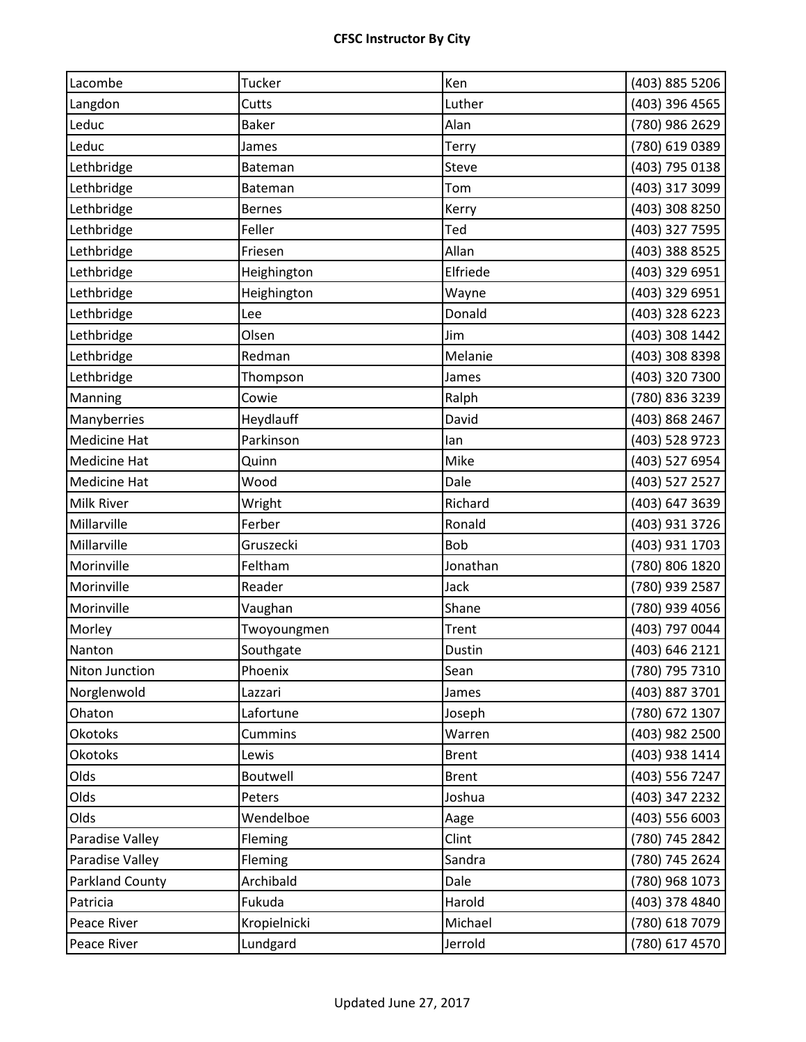# CFSC Instructor By City

| | | | |
|---|---|---|---|
| Lacombe | Tucker | Ken | (403) 885 5206 |
| Langdon | Cutts | Luther | (403) 396 4565 |
| Leduc | Baker | Alan | (780) 986 2629 |
| Leduc | James | Terry | (780) 619 0389 |
| Lethbridge | Bateman | Steve | (403) 795 0138 |
| Lethbridge | Bateman | Tom | (403) 317 3099 |
| Lethbridge | Bernes | Kerry | (403) 308 8250 |
| Lethbridge | Feller | Ted | (403) 327 7595 |
| Lethbridge | Friesen | Allan | (403) 388 8525 |
| Lethbridge | Heighington | Elfriede | (403) 329 6951 |
| Lethbridge | Heighington | Wayne | (403) 329 6951 |
| Lethbridge | Lee | Donald | (403) 328 6223 |
| Lethbridge | Olsen | Jim | (403) 308 1442 |
| Lethbridge | Redman | Melanie | (403) 308 8398 |
| Lethbridge | Thompson | James | (403) 320 7300 |
| Manning | Cowie | Ralph | (780) 836 3239 |
| Manyberries | Heydlauff | David | (403) 868 2467 |
| Medicine Hat | Parkinson | Ian | (403) 528 9723 |
| Medicine Hat | Quinn | Mike | (403) 527 6954 |
| Medicine Hat | Wood | Dale | (403) 527 2527 |
| Milk River | Wright | Richard | (403) 647 3639 |
| Millarville | Ferber | Ronald | (403) 931 3726 |
| Millarville | Gruszecki | Bob | (403) 931 1703 |
| Morinville | Feltham | Jonathan | (780) 806 1820 |
| Morinville | Reader | Jack | (780) 939 2587 |
| Morinville | Vaughan | Shane | (780) 939 4056 |
| Morley | Twoyoungmen | Trent | (403) 797 0044 |
| Nanton | Southgate | Dustin | (403) 646 2121 |
| Niton Junction | Phoenix | Sean | (780) 795 7310 |
| Norglenwold | Lazzari | James | (403) 887 3701 |
| Ohaton | Lafortune | Joseph | (780) 672 1307 |
| Okotoks | Cummins | Warren | (403) 982 2500 |
| Okotoks | Lewis | Brent | (403) 938 1414 |
| Olds | Boutwell | Brent | (403) 556 7247 |
| Olds | Peters | Joshua | (403) 347 2232 |
| Olds | Wendelboe | Aage | (403) 556 6003 |
| Paradise Valley | Fleming | Clint | (780) 745 2842 |
| Paradise Valley | Fleming | Sandra | (780) 745 2624 |
| Parkland County | Archibald | Dale | (780) 968 1073 |
| Patricia | Fukuda | Harold | (403) 378 4840 |
| Peace River | Kropielnicki | Michael | (780) 618 7079 |
| Peace River | Lundgard | Jerrold | (780) 617 4570 |

Updated June 27, 2017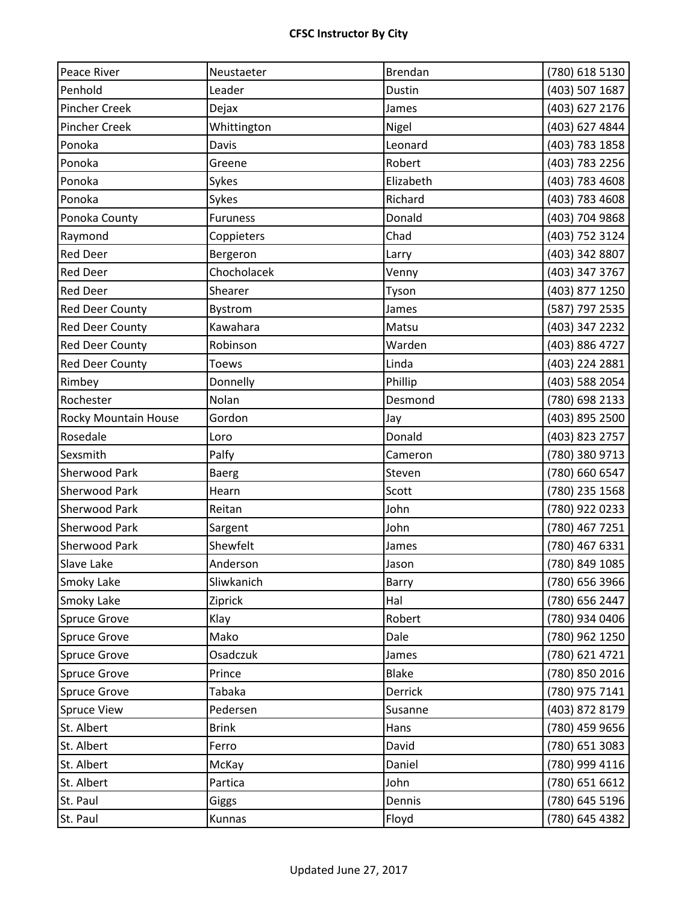| Peace River | Neustaeter | Brendan | (780) 618 5130 |
|---|---|---|---|
| Penhold | Leader | Dustin | (403) 507 1687 |
| Pincher Creek | Dejax | James | (403) 627 2176 |
| Pincher Creek | Whittington | Nigel | (403) 627 4844 |
| Ponoka | Davis | Leonard | (403) 783 1858 |
| Ponoka | Greene | Robert | (403) 783 2256 |
| Ponoka | Sykes | Elizabeth | (403) 783 4608 |
| Ponoka | Sykes | Richard | (403) 783 4608 |
| Ponoka County | Furuness | Donald | (403) 704 9868 |
| Raymond | Coppieters | Chad | (403) 752 3124 |
| Red Deer | Bergeron | Larry | (403) 342 8807 |
| Red Deer | Chocholacek | Venny | (403) 347 3767 |
| Red Deer | Shearer | Tyson | (403) 877 1250 |
| Red Deer County | Bystrom | James | (587) 797 2535 |
| Red Deer County | Kawahara | Matsu | (403) 347 2232 |
| Red Deer County | Robinson | Warden | (403) 886 4727 |
| Red Deer County | Toews | Linda | (403) 224 2881 |
| Rimbey | Donnelly | Phillip | (403) 588 2054 |
| Rochester | Nolan | Desmond | (780) 698 2133 |
| Rocky Mountain House | Gordon | Jay | (403) 895 2500 |
| Rosedale | Loro | Donald | (403) 823 2757 |
| Sexsmith | Palfy | Cameron | (780) 380 9713 |
| Sherwood Park | Baerg | Steven | (780) 660 6547 |
| Sherwood Park | Hearn | Scott | (780) 235 1568 |
| Sherwood Park | Reitan | John | (780) 922 0233 |
| Sherwood Park | Sargent | John | (780) 467 7251 |
| Sherwood Park | Shewfelt | James | (780) 467 6331 |
| Slave Lake | Anderson | Jason | (780) 849 1085 |
| Smoky Lake | Sliwkanich | Barry | (780) 656 3966 |
| Smoky Lake | Ziprick | Hal | (780) 656 2447 |
| Spruce Grove | Klay | Robert | (780) 934 0406 |
| Spruce Grove | Mako | Dale | (780) 962 1250 |
| Spruce Grove | Osadczuk | James | (780) 621 4721 |
| Spruce Grove | Prince | Blake | (780) 850 2016 |
| Spruce Grove | Tabaka | Derrick | (780) 975 7141 |
| Spruce View | Pedersen | Susanne | (403) 872 8179 |
| St. Albert | Brink | Hans | (780) 459 9656 |
| St. Albert | Ferro | David | (780) 651 3083 |
| St. Albert | McKay | Daniel | (780) 999 4116 |
| St. Albert | Partica | John | (780) 651 6612 |
| St. Paul | Giggs | Dennis | (780) 645 5196 |
| St. Paul | Kunnas | Floyd | (780) 645 4382 |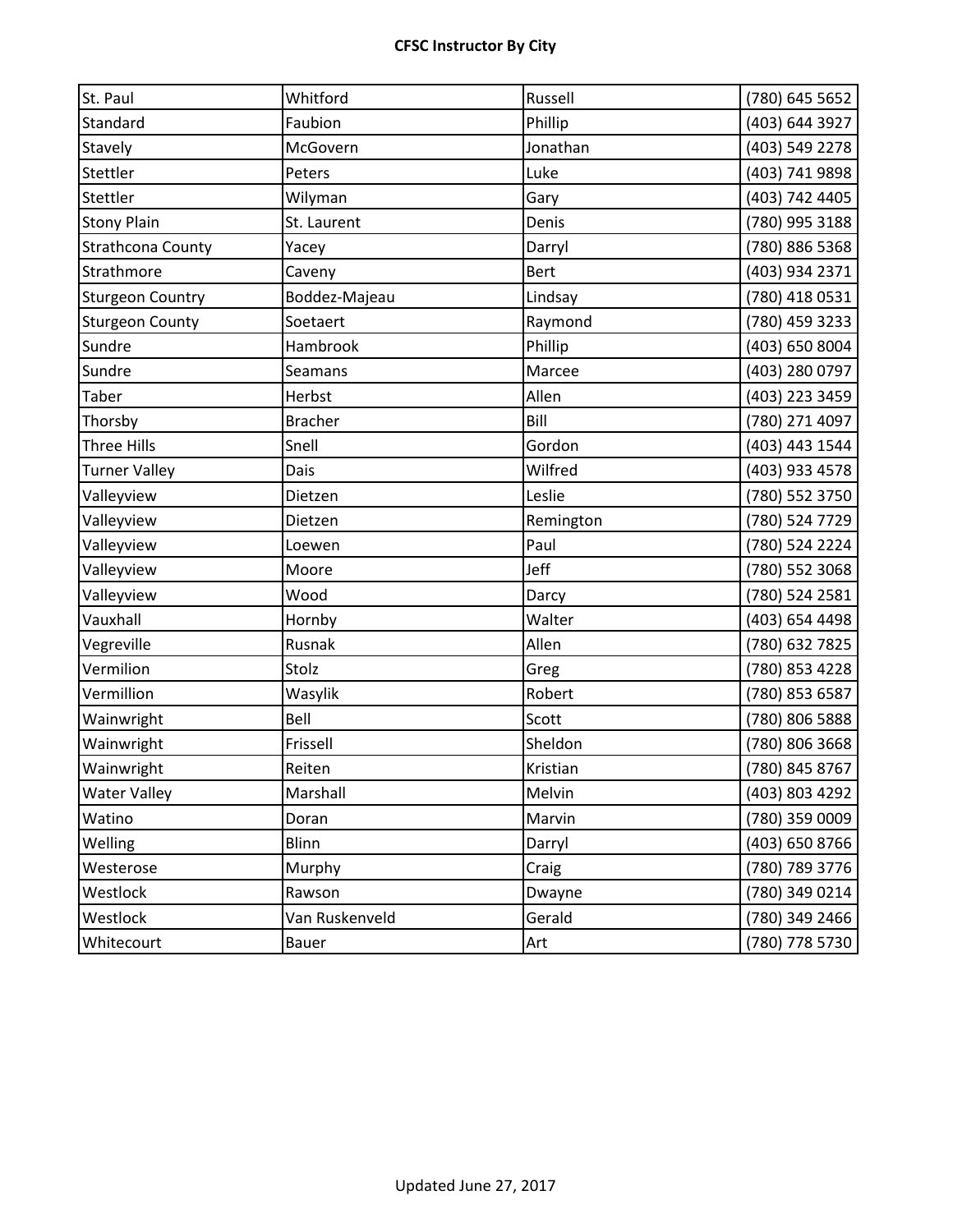| | | | |
|---|---|---|---|
| St. Paul | Whitford | Russell | (780) 645 5652 |
| Standard | Faubion | Phillip | (403) 644 3927 |
| Stavely | McGovern | Jonathan | (403) 549 2278 |
| Stettler | Peters | Luke | (403) 741 9898 |
| Stettler | Wilyman | Gary | (403) 742 4405 |
| Stony Plain | St. Laurent | Denis | (780) 995 3188 |
| Strathcona County | Yacey | Darryl | (780) 886 5368 |
| Strathmore | Caveny | Bert | (403) 934 2371 |
| Sturgeon Country | Boddez-Majeau | Lindsay | (780) 418 0531 |
| Sturgeon County | Soetaert | Raymond | (780) 459 3233 |
| Sundre | Hambrook | Phillip | (403) 650 8004 |
| Sundre | Seamans | Marcee | (403) 280 0797 |
| Taber | Herbst | Allen | (403) 223 3459 |
| Thorsby | Bracher | Bill | (780) 271 4097 |
| Three Hills | Snell | Gordon | (403) 443 1544 |
| Turner Valley | Dais | Wilfred | (403) 933 4578 |
| Valleyview | Dietzen | Leslie | (780) 552 3750 |
| Valleyview | Dietzen | Remington | (780) 524 7729 |
| Valleyview | Loewen | Paul | (780) 524 2224 |
| Valleyview | Moore | Jeff | (780) 552 3068 |
| Valleyview | Wood | Darcy | (780) 524 2581 |
| Vauxhall | Hornby | Walter | (403) 654 4498 |
| Vegreville | Rusnak | Allen | (780) 632 7825 |
| Vermilion | Stolz | Greg | (780) 853 4228 |
| Vermillion | Wasylik | Robert | (780) 853 6587 |
| Wainwright | Bell | Scott | (780) 806 5888 |
| Wainwright | Frissell | Sheldon | (780) 806 3668 |
| Wainwright | Reiten | Kristian | (780) 845 8767 |
| Water Valley | Marshall | Melvin | (403) 803 4292 |
| Watino | Doran | Marvin | (780) 359 0009 |
| Welling | Blinn | Darryl | (403) 650 8766 |
| Westerose | Murphy | Craig | (780) 789 3776 |
| Westlock | Rawson | Dwayne | (780) 349 0214 |
| Westlock | Van Ruskenveld | Gerald | (780) 349 2466 |
| Whitecourt | Bauer | Art | (780) 778 5730 |